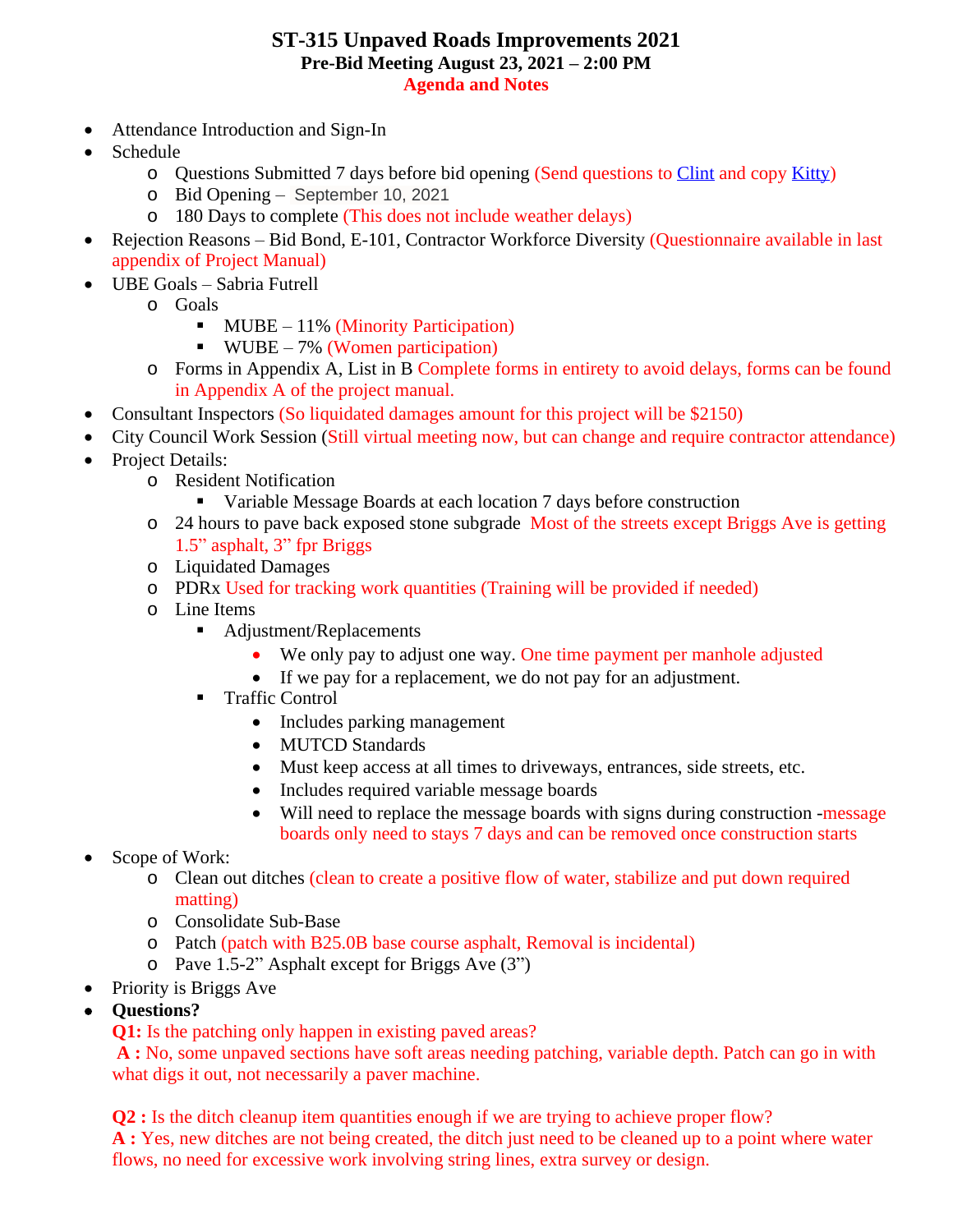# ST-315 Unpaved Roads Improvements 2021

## Pre-Bid Meeting August 23, 2021 – 2:00 PM

## Agenda and Notes

- Attendance Introduction and Sign-In
- Schedule
  - Questions Submitted 7 days before bid opening (Send questions to Clint and copy Kitty)
  - Bid Opening – September 10, 2021
  - 180 Days to complete (This does not include weather delays)
- Rejection Reasons – Bid Bond, E-101, Contractor Workforce Diversity (Questionnaire available in last appendix of Project Manual)
- UBE Goals – Sabria Futrell
  - Goals
    - MUBE – 11% (Minority Participation)
    - WUBE – 7% (Women participation)
  - Forms in Appendix A, List in B Complete forms in entirety to avoid delays, forms can be found in Appendix A of the project manual.
- Consultant Inspectors (So liquidated damages amount for this project will be $2150)
- City Council Work Session (Still virtual meeting now, but can change and require contractor attendance)
- Project Details:
  - Resident Notification
    - Variable Message Boards at each location 7 days before construction
  - 24 hours to pave back exposed stone subgrade Most of the streets except Briggs Ave is getting 1.5" asphalt, 3" fpr Briggs
  - Liquidated Damages
  - PDRx Used for tracking work quantities (Training will be provided if needed)
  - Line Items
    - Adjustment/Replacements
      - We only pay to adjust one way. One time payment per manhole adjusted
      - If we pay for a replacement, we do not pay for an adjustment.
    - Traffic Control
      - Includes parking management
      - MUTCD Standards
      - Must keep access at all times to driveways, entrances, side streets, etc.
      - Includes required variable message boards
      - Will need to replace the message boards with signs during construction -message boards only need to stays 7 days and can be removed once construction starts
- Scope of Work:
  - Clean out ditches (clean to create a positive flow of water, stabilize and put down required matting)
  - Consolidate Sub-Base
  - Patch (patch with B25.0B base course asphalt, Removal is incidental)
  - Pave 1.5-2" Asphalt except for Briggs Ave (3")
- Priority is Briggs Ave
- **Questions?**

  **Q1:** Is the patching only happen in existing paved areas?

  **A :** No, some unpaved sections have soft areas needing patching, variable depth. Patch can go in with what digs it out, not necessarily a paver machine.

  **Q2 :** Is the ditch cleanup item quantities enough if we are trying to achieve proper flow?

  **A :** Yes, new ditches are not being created, the ditch just need to be cleaned up to a point where water flows, no need for excessive work involving string lines, extra survey or design.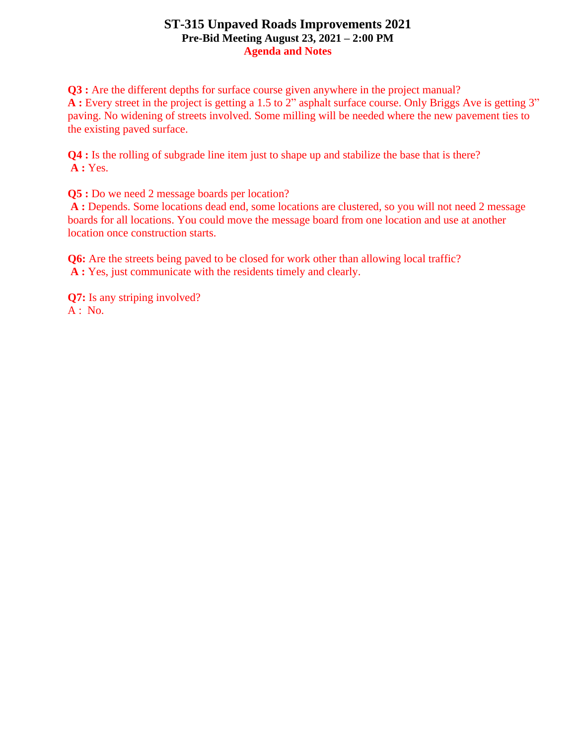# ST-315 Unpaved Roads Improvements 2021

### Pre-Bid Meeting August 23, 2021 – 2:00 PM

### Agenda and Notes

**Q3 :** Are the different depths for surface course given anywhere in the project manual?
**A :** Every street in the project is getting a 1.5 to 2" asphalt surface course. Only Briggs Ave is getting 3" paving. No widening of streets involved. Some milling will be needed where the new pavement ties to the existing paved surface.

**Q4 :** Is the rolling of subgrade line item just to shape up and stabilize the base that is there?
**A :** Yes.

**Q5 :** Do we need 2 message boards per location?
**A :** Depends. Some locations dead end, some locations are clustered, so you will not need 2 message boards for all locations. You could move the message board from one location and use at another location once construction starts.

**Q6:** Are the streets being paved to be closed for work other than allowing local traffic?
**A :** Yes, just communicate with the residents timely and clearly.

**Q7:** Is any striping involved?
A : No.